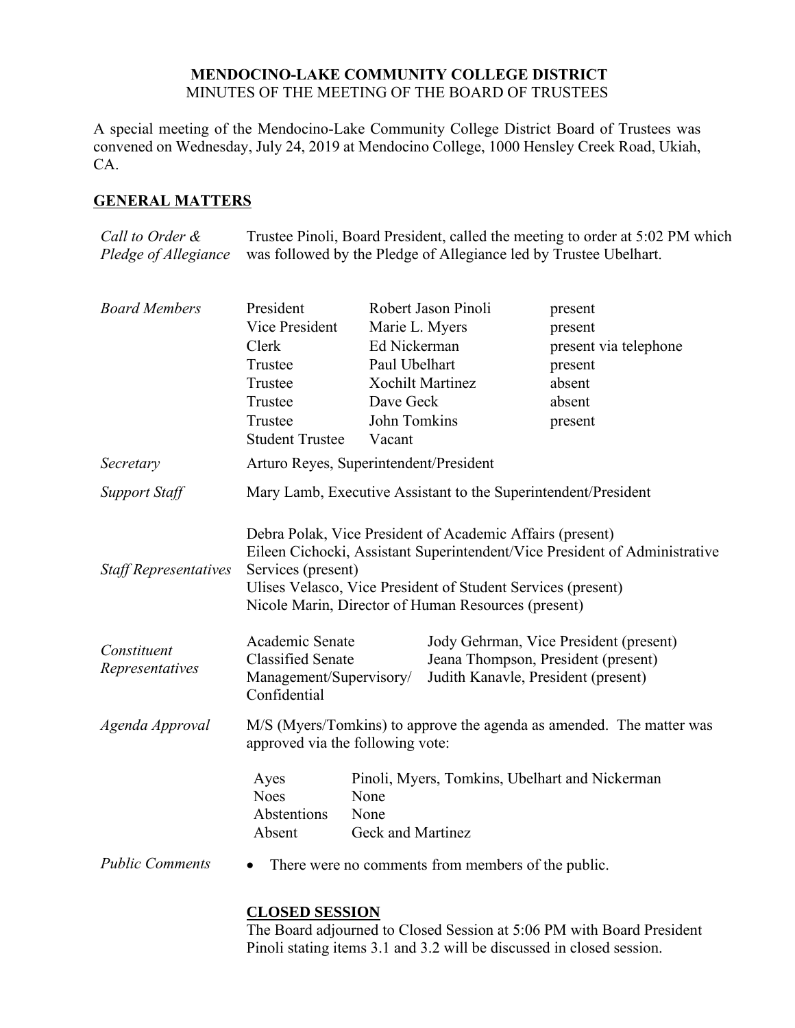# MENDOCINO-LAKE COMMUNITY COLLEGE DISTRICT

MINUTES OF THE MEETING OF THE BOARD OF TRUSTEES

A special meeting of the Mendocino-Lake Community College District Board of Trustees was convened on Wednesday, July 24, 2019 at Mendocino College, 1000 Hensley Creek Road, Ukiah, CA.

## GENERAL MATTERS

*Call to Order & Pledge of Allegiance*

Trustee Pinoli, Board President, called the meeting to order at 5:02 PM which was followed by the Pledge of Allegiance led by Trustee Ubelhart.

*Board Members*

| | | |
|---|---|---|
| President | Robert Jason Pinoli | present |
| Vice President | Marie L. Myers | present |
| Clerk | Ed Nickerman | present via telephone |
| Trustee | Paul Ubelhart | present |
| Trustee | Xochilt Martinez | absent |
| Trustee | Dave Geck | absent |
| Trustee | John Tomkins | present |
| Student Trustee | Vacant | |

*Secretary*

Arturo Reyes, Superintendent/President

*Support Staff*

Mary Lamb, Executive Assistant to the Superintendent/President

*Staff Representatives*

Debra Polak, Vice President of Academic Affairs (present)
Eileen Cichocki, Assistant Superintendent/Vice President of Administrative Services (present)
Ulises Velasco, Vice President of Student Services (present)
Nicole Marin, Director of Human Resources (present)

*Constituent Representatives*

| | |
|---|---|
| Academic Senate | Jody Gehrman, Vice President (present) |
| Classified Senate | Jeana Thompson, President (present) |
| Management/Supervisory/ Confidential | Judith Kanavle, President (present) |

*Agenda Approval*

M/S (Myers/Tomkins) to approve the agenda as amended. The matter was approved via the following vote:

| | |
|---|---|
| Ayes | Pinoli, Myers, Tomkins, Ubelhart and Nickerman |
| Noes | None |
| Abstentions | None |
| Absent | Geck and Martinez |

*Public Comments*

- There were no comments from members of the public.

## CLOSED SESSION

The Board adjourned to Closed Session at 5:06 PM with Board President Pinoli stating items 3.1 and 3.2 will be discussed in closed session.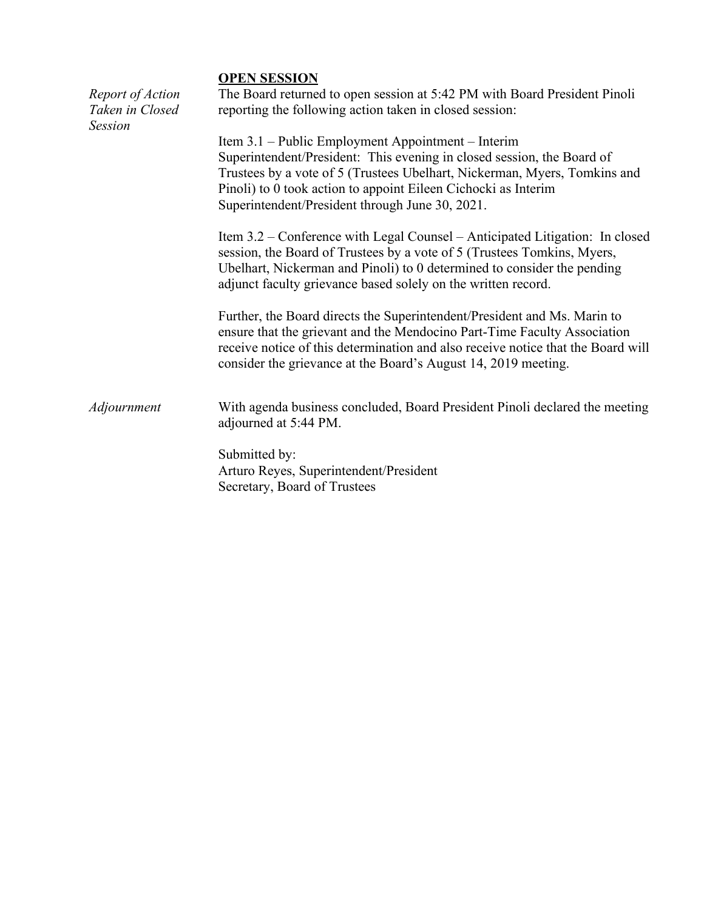**OPEN SESSION**

*Report of Action Taken in Closed Session*

The Board returned to open session at 5:42 PM with Board President Pinoli reporting the following action taken in closed session:

Item 3.1 – Public Employment Appointment – Interim Superintendent/President: This evening in closed session, the Board of Trustees by a vote of 5 (Trustees Ubelhart, Nickerman, Myers, Tomkins and Pinoli) to 0 took action to appoint Eileen Cichocki as Interim Superintendent/President through June 30, 2021.

Item 3.2 – Conference with Legal Counsel – Anticipated Litigation: In closed session, the Board of Trustees by a vote of 5 (Trustees Tomkins, Myers, Ubelhart, Nickerman and Pinoli) to 0 determined to consider the pending adjunct faculty grievance based solely on the written record.

Further, the Board directs the Superintendent/President and Ms. Marin to ensure that the grievant and the Mendocino Part-Time Faculty Association receive notice of this determination and also receive notice that the Board will consider the grievance at the Board's August 14, 2019 meeting.

*Adjournment*

With agenda business concluded, Board President Pinoli declared the meeting adjourned at 5:44 PM.

Submitted by:
Arturo Reyes, Superintendent/President
Secretary, Board of Trustees